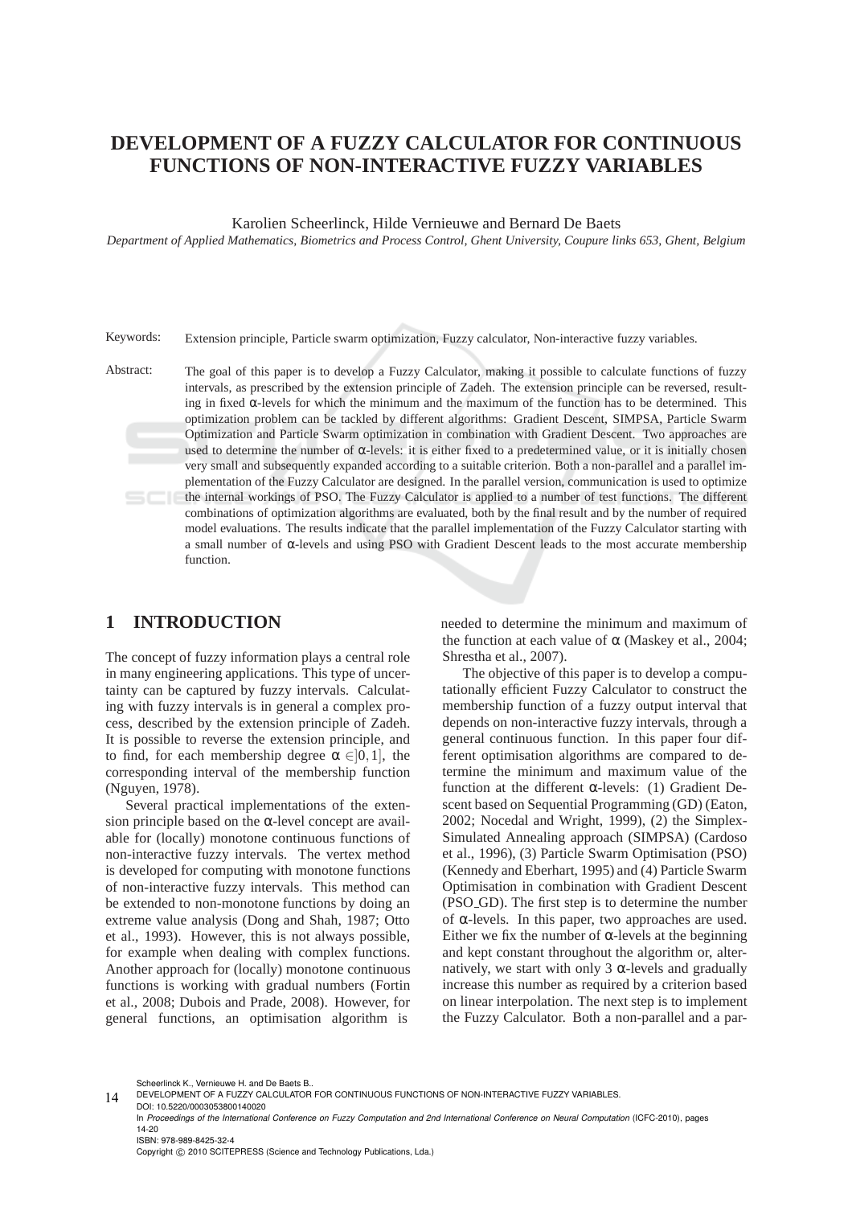# DEVELOPMENT OF A FUZZY CALCULATOR FOR CONTINUOUS FUNCTIONS OF NON-INTERACTIVE FUZZY VARIABLES

Karolien Scheerlinck, Hilde Vernieuwe and Bernard De Baets

*Department of Applied Mathematics, Biometrics and Process Control, Ghent University, Coupure links 653, Ghent, Belgium*

Keywords: Extension principle, Particle swarm optimization, Fuzzy calculator, Non-interactive fuzzy variables.

Abstract: The goal of this paper is to develop a Fuzzy Calculator, making it possible to calculate functions of fuzzy intervals, as prescribed by the extension principle of Zadeh. The extension principle can be reversed, resulting in fixed $\alpha$-levels for which the minimum and the maximum of the function has to be determined. This optimization problem can be tackled by different algorithms: Gradient Descent, SIMPSA, Particle Swarm Optimization and Particle Swarm optimization in combination with Gradient Descent. Two approaches are used to determine the number of $\alpha$-levels: it is either fixed to a predetermined value, or it is initially chosen very small and subsequently expanded according to a suitable criterion. Both a non-parallel and a parallel implementation of the Fuzzy Calculator are designed. In the parallel version, communication is used to optimize the internal workings of PSO. The Fuzzy Calculator is applied to a number of test functions. The different combinations of optimization algorithms are evaluated, both by the final result and by the number of required model evaluations. The results indicate that the parallel implementation of the Fuzzy Calculator starting with a small number of $\alpha$-levels and using PSO with Gradient Descent leads to the most accurate membership function.

## 1 INTRODUCTION

The concept of fuzzy information plays a central role in many engineering applications. This type of uncertainty can be captured by fuzzy intervals. Calculating with fuzzy intervals is in general a complex process, described by the extension principle of Zadeh. It is possible to reverse the extension principle, and to find, for each membership degree $\alpha \in ]0,1]$, the corresponding interval of the membership function (Nguyen, 1978).

Several practical implementations of the extension principle based on the $\alpha$-level concept are available for (locally) monotone continuous functions of non-interactive fuzzy intervals. The vertex method is developed for computing with monotone functions of non-interactive fuzzy intervals. This method can be extended to non-monotone functions by doing an extreme value analysis (Dong and Shah, 1987; Otto et al., 1993). However, this is not always possible, for example when dealing with complex functions. Another approach for (locally) monotone continuous functions is working with gradual numbers (Fortin et al., 2008; Dubois and Prade, 2008). However, for general functions, an optimisation algorithm is needed to determine the minimum and maximum of the function at each value of $\alpha$ (Maskey et al., 2004; Shrestha et al., 2007).

The objective of this paper is to develop a computationally efficient Fuzzy Calculator to construct the membership function of a fuzzy output interval that depends on non-interactive fuzzy intervals, through a general continuous function. In this paper four different optimisation algorithms are compared to determine the minimum and maximum value of the function at the different $\alpha$-levels: (1) Gradient Descent based on Sequential Programming (GD) (Eaton, 2002; Nocedal and Wright, 1999), (2) the Simplex-Simulated Annealing approach (SIMPSA) (Cardoso et al., 1996), (3) Particle Swarm Optimisation (PSO) (Kennedy and Eberhart, 1995) and (4) Particle Swarm Optimisation in combination with Gradient Descent (PSO_GD). The first step is to determine the number of $\alpha$-levels. In this paper, two approaches are used. Either we fix the number of $\alpha$-levels at the beginning and kept constant throughout the algorithm or, alternatively, we start with only 3 $\alpha$-levels and gradually increase this number as required by a criterion based on linear interpolation. The next step is to implement the Fuzzy Calculator. Both a non-parallel and a par-

Scheerlinck K., Vernieuwe H. and De Baets B..
DEVELOPMENT OF A FUZZY CALCULATOR FOR CONTINUOUS FUNCTIONS OF NON-INTERACTIVE FUZZY VARIABLES.
DOI: 10.5220/0003053800140020
In *Proceedings of the International Conference on Fuzzy Computation and 2nd International Conference on Neural Computation* (ICFC-2010), pages 14-20
ISBN: 978-989-8425-32-4
Copyright © 2010 SCITEPRESS (Science and Technology Publications, Lda.)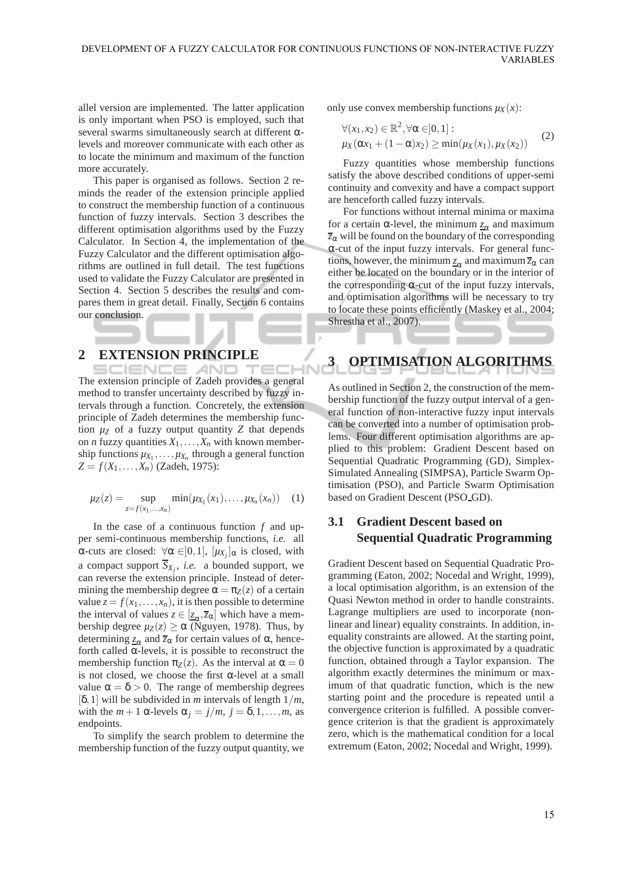allel version are implemented. The latter application is only important when PSO is employed, such that several swarms simultaneously search at different $\alpha$-levels and moreover communicate with each other as to locate the minimum and maximum of the function more accurately.

This paper is organised as follows. Section 2 reminds the reader of the extension principle applied to construct the membership function of a continuous function of fuzzy intervals. Section 3 describes the different optimisation algorithms used by the Fuzzy Calculator. In Section 4, the implementation of the Fuzzy Calculator and the different optimisation algorithms are outlined in full detail. The test functions used to validate the Fuzzy Calculator are presented in Section 4. Section 5 describes the results and compares them in great detail. Finally, Section 6 contains our conclusion.

## 2 EXTENSION PRINCIPLE

The extension principle of Zadeh provides a general method to transfer uncertainty described by fuzzy intervals through a function. Concretely, the extension principle of Zadeh determines the membership function $\mu_Z$ of a fuzzy output quantity $Z$ that depends on $n$ fuzzy quantities $X_1, \ldots, X_n$ with known membership functions $\mu_{X_1}, \ldots, \mu_{X_n}$ through a general function $Z = f(X_1, \ldots, X_n)$ (Zadeh, 1975):

$$\mu_Z(z) = \sup_{z=f(x_1,\ldots,x_n)} \min(\mu_{X_1}(x_1), \ldots, \mu_{X_n}(x_n)) \quad (1)$$

In the case of a continuous function $f$ and upper semi-continuous membership functions, *i.e.* all $\alpha$-cuts are closed: $\forall \alpha \in ]0,1]$, $[\mu_{X_j}]_\alpha$ is closed, with a compact support $\overline{S}_{X_j}$, *i.e.* a bounded support, we can reverse the extension principle. Instead of determining the membership degree $\alpha = \pi_Z(z)$ of a certain value $z = f(x_1, \ldots, x_n)$, it is then possible to determine the interval of values $z \in [\underline{z}_\alpha, \overline{z}_\alpha]$ which have a membership degree $\mu_Z(z) \geq \alpha$ (Nguyen, 1978). Thus, by determining $\underline{z}_\alpha$ and $\overline{z}_\alpha$ for certain values of $\alpha$, henceforth called $\alpha$-levels, it is possible to reconstruct the membership function $\pi_Z(z)$. As the interval at $\alpha = 0$ is not closed, we choose the first $\alpha$-level at a small value $\alpha = \delta > 0$. The range of membership degrees $[\delta, 1]$ will be subdivided in $m$ intervals of length $1/m$, with the $m+1$ $\alpha$-levels $\alpha_j = j/m$, $j = \delta, 1, \ldots, m$, as endpoints.

To simplify the search problem to determine the membership function of the fuzzy output quantity, we only use convex membership functions $\mu_X(x)$:

$$\begin{aligned} &\forall (x_1, x_2) \in \mathbb{R}^2, \forall \alpha \in ]0,1]: \\ &\mu_X(\alpha x_1 + (1-\alpha)x_2) \geq \min(\mu_X(x_1), \mu_X(x_2)) \end{aligned} \quad (2)$$

Fuzzy quantities whose membership functions satisfy the above described conditions of upper-semi continuity and convexity and have a compact support are henceforth called fuzzy intervals.

For functions without internal minima or maxima for a certain $\alpha$-level, the minimum $\underline{z}_\alpha$ and maximum $\overline{z}_\alpha$ will be found on the boundary of the corresponding $\alpha$-cut of the input fuzzy intervals. For general functions, however, the minimum $\underline{z}_\alpha$ and maximum $\overline{z}_\alpha$ can either be located on the boundary or in the interior of the corresponding $\alpha$-cut of the input fuzzy intervals, and optimisation algorithms will be necessary to try to locate these points efficiently (Maskey et al., 2004; Shrestha et al., 2007).

## 3 OPTIMISATION ALGORITHMS

As outlined in Section 2, the construction of the membership function of the fuzzy output interval of a general function of non-interactive fuzzy input intervals can be converted into a number of optimisation problems. Four different optimisation algorithms are applied to this problem: Gradient Descent based on Sequential Quadratic Programming (GD), Simplex-Simulated Annealing (SIMPSA), Particle Swarm Optimisation (PSO), and Particle Swarm Optimisation based on Gradient Descent (PSO_GD).

### 3.1 Gradient Descent based on Sequential Quadratic Programming

Gradient Descent based on Sequential Quadratic Programming (Eaton, 2002; Nocedal and Wright, 1999), a local optimisation algorithm, is an extension of the Quasi Newton method in order to handle constraints. Lagrange multipliers are used to incorporate (nonlinear and linear) equality constraints. In addition, inequality constraints are allowed. At the starting point, the objective function is approximated by a quadratic function, obtained through a Taylor expansion. The algorithm exactly determines the minimum or maximum of that quadratic function, which is the new starting point and the procedure is repeated until a convergence criterion is fulfilled. A possible convergence criterion is that the gradient is approximately zero, which is the mathematical condition for a local extremum (Eaton, 2002; Nocedal and Wright, 1999).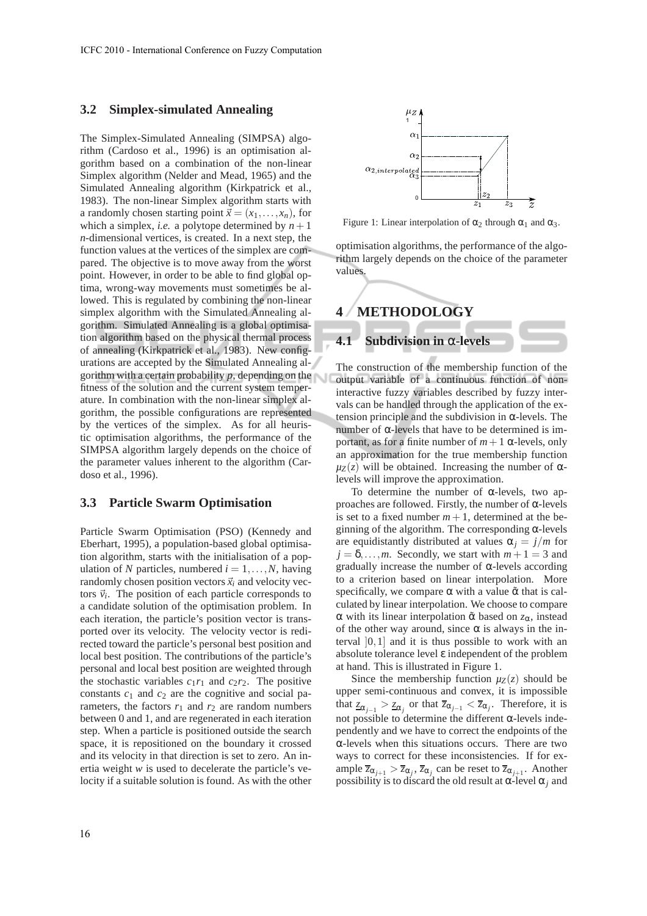### 3.2 Simplex-simulated Annealing

The Simplex-Simulated Annealing (SIMPSA) algorithm (Cardoso et al., 1996) is an optimisation algorithm based on a combination of the non-linear Simplex algorithm (Nelder and Mead, 1965) and the Simulated Annealing algorithm (Kirkpatrick et al., 1983). The non-linear Simplex algorithm starts with a randomly chosen starting point $\vec{x} = (x_1, \ldots, x_n)$, for which a simplex, *i.e.* a polytope determined by $n+1$ $n$-dimensional vertices, is created. In a next step, the function values at the vertices of the simplex are compared. The objective is to move away from the worst point. However, in order to be able to find global optima, wrong-way movements must sometimes be allowed. This is regulated by combining the non-linear simplex algorithm with the Simulated Annealing algorithm. Simulated Annealing is a global optimisation algorithm based on the physical thermal process of annealing (Kirkpatrick et al., 1983). New configurations are accepted by the Simulated Annealing algorithm with a certain probability $p$, depending on the fitness of the solution and the current system temperature. In combination with the non-linear simplex algorithm, the possible configurations are represented by the vertices of the simplex. As for all heuristic optimisation algorithms, the performance of the SIMPSA algorithm largely depends on the choice of the parameter values inherent to the algorithm (Cardoso et al., 1996).

### 3.3 Particle Swarm Optimisation

Particle Swarm Optimisation (PSO) (Kennedy and Eberhart, 1995), a population-based global optimisation algorithm, starts with the initialisation of a population of $N$ particles, numbered $i = 1, \ldots, N$, having randomly chosen position vectors $\vec{x}_i$ and velocity vectors $\vec{v}_i$. The position of each particle corresponds to a candidate solution of the optimisation problem. In each iteration, the particle's position vector is transported over its velocity. The velocity vector is redirected toward the particle's personal best position and local best position. The contributions of the particle's personal and local best position are weighted through the stochastic variables $c_1 r_1$ and $c_2 r_2$. The positive constants $c_1$ and $c_2$ are the cognitive and social parameters, the factors $r_1$ and $r_2$ are random numbers between 0 and 1, and are regenerated in each iteration step. When a particle is positioned outside the search space, it is repositioned on the boundary it crossed and its velocity in that direction is set to zero. An inertia weight $w$ is used to decelerate the particle's velocity if a suitable solution is found. As with the other optimisation algorithms, the performance of the algorithm largely depends on the choice of the parameter values.

Figure 1: Linear interpolation of $\alpha_2$ through $\alpha_1$ and $\alpha_3$.

## 4 METHODOLOGY

### 4.1 Subdivision in α-levels

The construction of the membership function of the output variable of a continuous function of non-interactive fuzzy variables described by fuzzy intervals can be handled through the application of the extension principle and the subdivision in α-levels. The number of α-levels that have to be determined is important, as for a finite number of $m+1$ α-levels, only an approximation for the true membership function $\mu_Z(z)$ will be obtained. Increasing the number of α-levels will improve the approximation.

To determine the number of α-levels, two approaches are followed. Firstly, the number of α-levels is set to a fixed number $m+1$, determined at the beginning of the algorithm. The corresponding α-levels are equidistantly distributed at values $\alpha_j = j/m$ for $j = \delta, \ldots, m$. Secondly, we start with $m+1 = 3$ and gradually increase the number of α-levels according to a criterion based on linear interpolation. More specifically, we compare $\alpha$ with a value $\tilde{\alpha}$ that is calculated by linear interpolation. We choose to compare $\alpha$ with its linear interpolation $\tilde{\alpha}$ based on $z_\alpha$, instead of the other way around, since $\alpha$ is always in the interval $]0,1]$ and it is thus possible to work with an absolute tolerance level $\varepsilon$ independent of the problem at hand. This is illustrated in Figure 1.

Since the membership function $\mu_Z(z)$ should be upper semi-continuous and convex, it is impossible that $\underline{z}_{\alpha_{j-1}} > \underline{z}_{\alpha_j}$ or that $\overline{z}_{\alpha_{j-1}} < \overline{z}_{\alpha_j}$. Therefore, it is not possible to determine the different α-levels independently and we have to correct the endpoints of the α-levels when this situations occurs. There are two ways to correct for these inconsistencies. If for example $\overline{z}_{\alpha_{j+1}} > \overline{z}_{\alpha_j}$, $\overline{z}_{\alpha_j}$ can be reset to $\overline{z}_{\alpha_{j+1}}$. Another possibility is to discard the old result at α-level $\alpha_j$ and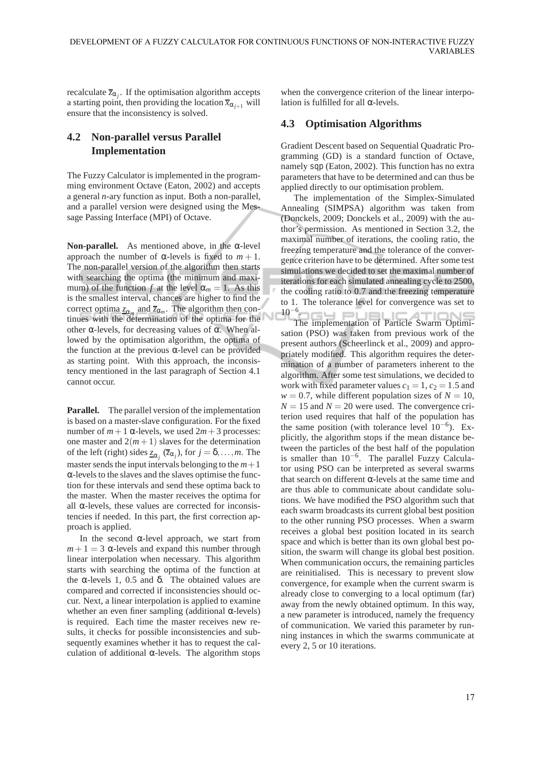recalculate $\overline{z}_{\alpha_j}$. If the optimisation algorithm accepts a starting point, then providing the location $\overline{x}_{\alpha_{j+1}}$ will ensure that the inconsistency is solved.

## 4.2 Non-parallel versus Parallel Implementation

The Fuzzy Calculator is implemented in the programming environment Octave (Eaton, 2002) and accepts a general *n*-ary function as input. Both a non-parallel, and a parallel version were designed using the Message Passing Interface (MPI) of Octave.

**Non-parallel.** As mentioned above, in the $\alpha$-level approach the number of $\alpha$-levels is fixed to $m+1$. The non-parallel version of the algorithm then starts with searching the optima (the minimum and maximum) of the function $f$ at the level $\alpha_m = 1$. As this is the smallest interval, chances are higher to find the correct optima $\underline{z}_{\alpha_m}$ and $\overline{z}_{\alpha_m}$. The algorithm then continues with the determination of the optima for the other $\alpha$-levels, for decreasing values of $\alpha$. When allowed by the optimisation algorithm, the optima of the function at the previous $\alpha$-level can be provided as starting point. With this approach, the inconsistency mentioned in the last paragraph of Section 4.1 cannot occur.

**Parallel.** The parallel version of the implementation is based on a master-slave configuration. For the fixed number of $m+1$ $\alpha$-levels, we used $2m+3$ processes: one master and $2(m+1)$ slaves for the determination of the left (right) sides $\underline{z}_{\alpha_j}$ ($\overline{z}_{\alpha_j}$), for $j = \delta, \ldots, m$. The master sends the input intervals belonging to the $m+1$ $\alpha$-levels to the slaves and the slaves optimise the function for these intervals and send these optima back to the master. When the master receives the optima for all $\alpha$-levels, these values are corrected for inconsistencies if needed. In this part, the first correction approach is applied.

In the second $\alpha$-level approach, we start from $m+1 = 3$ $\alpha$-levels and expand this number through linear interpolation when necessary. This algorithm starts with searching the optima of the function at the $\alpha$-levels 1, 0.5 and $\delta$. The obtained values are compared and corrected if inconsistencies should occur. Next, a linear interpolation is applied to examine whether an even finer sampling (additional $\alpha$-levels) is required. Each time the master receives new results, it checks for possible inconsistencies and subsequently examines whether it has to request the calculation of additional $\alpha$-levels. The algorithm stops when the convergence criterion of the linear interpolation is fulfilled for all $\alpha$-levels.

## 4.3 Optimisation Algorithms

Gradient Descent based on Sequential Quadratic Programming (GD) is a standard function of Octave, namely `sqp` (Eaton, 2002). This function has no extra parameters that have to be determined and can thus be applied directly to our optimisation problem.

The implementation of the Simplex-Simulated Annealing (SIMPSA) algorithm was taken from (Donckels, 2009; Donckels et al., 2009) with the author's permission. As mentioned in Section 3.2, the maximal number of iterations, the cooling ratio, the freezing temperature and the tolerance of the convergence criterion have to be determined. After some test simulations we decided to set the maximal number of iterations for each simulated annealing cycle to 2500, the cooling ratio to 0.7 and the freezing temperature to 1. The tolerance level for convergence was set to $10^{-6}$.

The implementation of Particle Swarm Optimisation (PSO) was taken from previous work of the present authors (Scheerlinck et al., 2009) and appropriately modified. This algorithm requires the determination of a number of parameters inherent to the algorithm. After some test simulations, we decided to work with fixed parameter values $c_1 = 1$, $c_2 = 1.5$ and $w = 0.7$, while different population sizes of $N = 10$, $N = 15$ and $N = 20$ were used. The convergence criterion used requires that half of the population has the same position (with tolerance level $10^{-6}$). Explicitly, the algorithm stops if the mean distance between the particles of the best half of the population is smaller than $10^{-6}$. The parallel Fuzzy Calculator using PSO can be interpreted as several swarms that search on different $\alpha$-levels at the same time and are thus able to communicate about candidate solutions. We have modified the PSO algorithm such that each swarm broadcasts its current global best position to the other running PSO processes. When a swarm receives a global best position located in its search space and which is better than its own global best position, the swarm will change its global best position. When communication occurs, the remaining particles are reinitialised. This is necessary to prevent slow convergence, for example when the current swarm is already close to converging to a local optimum (far) away from the newly obtained optimum. In this way, a new parameter is introduced, namely the frequency of communication. We varied this parameter by running instances in which the swarms communicate at every 2, 5 or 10 iterations.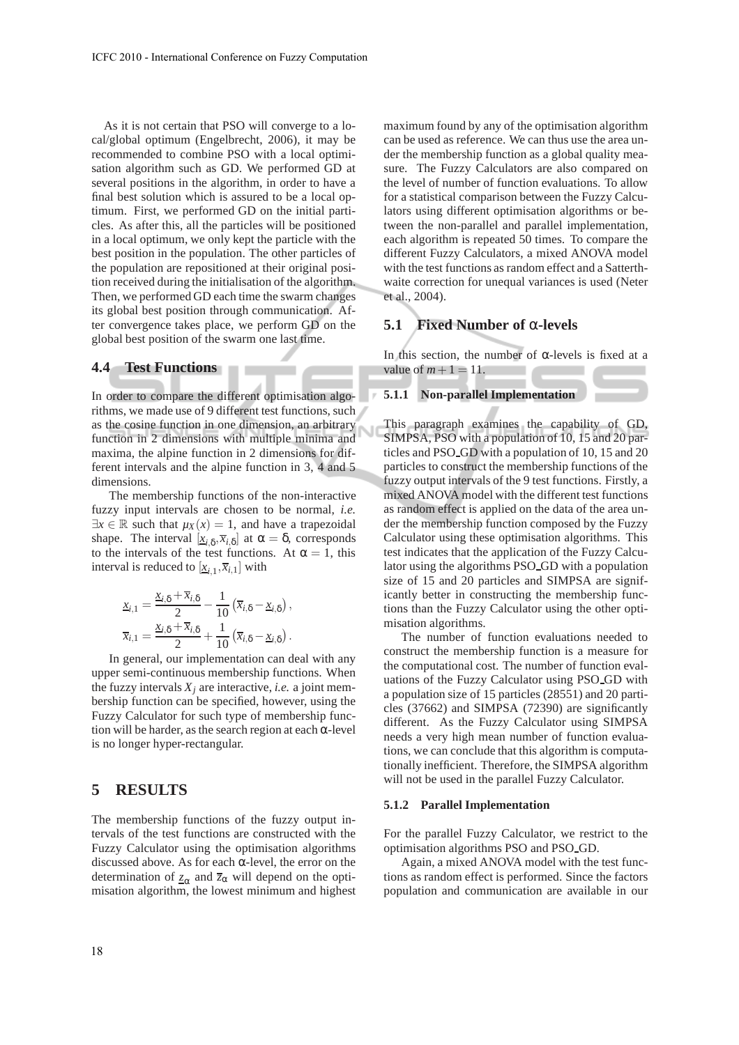As it is not certain that PSO will converge to a local/global optimum (Engelbrecht, 2006), it may be recommended to combine PSO with a local optimisation algorithm such as GD. We performed GD at several positions in the algorithm, in order to have a final best solution which is assured to be a local optimum. First, we performed GD on the initial particles. As after this, all the particles will be positioned in a local optimum, we only kept the particle with the best position in the population. The other particles of the population are repositioned at their original position received during the initialisation of the algorithm. Then, we performed GD each time the swarm changes its global best position through communication. After convergence takes place, we perform GD on the global best position of the swarm one last time.

## 4.4 Test Functions

In order to compare the different optimisation algorithms, we made use of 9 different test functions, such as the cosine function in one dimension, an arbitrary function in 2 dimensions with multiple minima and maxima, the alpine function in 2 dimensions for different intervals and the alpine function in 3, 4 and 5 dimensions.

The membership functions of the non-interactive fuzzy input intervals are chosen to be normal, *i.e.* $\exists x \in \mathbb{R}$ such that $\mu_X(x) = 1$, and have a trapezoidal shape. The interval $[\underline{x}_{i,\delta}, \overline{x}_{i,\delta}]$ at $\alpha = \delta$, corresponds to the intervals of the test functions. At $\alpha = 1$, this interval is reduced to $[\underline{x}_{i,1}, \overline{x}_{i,1}]$ with

$$\underline{x}_{i,1} = \frac{\underline{x}_{i,\delta} + \overline{x}_{i,\delta}}{2} - \frac{1}{10}\left(\overline{x}_{i,\delta} - \underline{x}_{i,\delta}\right),$$

$$\overline{x}_{i,1} = \frac{\underline{x}_{i,\delta} + \overline{x}_{i,\delta}}{2} + \frac{1}{10}\left(\overline{x}_{i,\delta} - \underline{x}_{i,\delta}\right).$$

In general, our implementation can deal with any upper semi-continuous membership functions. When the fuzzy intervals $X_j$ are interactive, *i.e.* a joint membership function can be specified, however, using the Fuzzy Calculator for such type of membership function will be harder, as the search region at each $\alpha$-level is no longer hyper-rectangular.

# 5 RESULTS

The membership functions of the fuzzy output intervals of the test functions are constructed with the Fuzzy Calculator using the optimisation algorithms discussed above. As for each $\alpha$-level, the error on the determination of $\underline{z}_\alpha$ and $\overline{z}_\alpha$ will depend on the optimisation algorithm, the lowest minimum and highest maximum found by any of the optimisation algorithm can be used as reference. We can thus use the area under the membership function as a global quality measure. The Fuzzy Calculators are also compared on the level of number of function evaluations. To allow for a statistical comparison between the Fuzzy Calculators using different optimisation algorithms or between the non-parallel and parallel implementation, each algorithm is repeated 50 times. To compare the different Fuzzy Calculators, a mixed ANOVA model with the test functions as random effect and a Satterthwaite correction for unequal variances is used (Neter et al., 2004).

## 5.1 Fixed Number of $\alpha$-levels

In this section, the number of $\alpha$-levels is fixed at a value of $m+1 = 11$.

### 5.1.1 Non-parallel Implementation

This paragraph examines the capability of GD, SIMPSA, PSO with a population of 10, 15 and 20 particles and PSO_GD with a population of 10, 15 and 20 particles to construct the membership functions of the fuzzy output intervals of the 9 test functions. Firstly, a mixed ANOVA model with the different test functions as random effect is applied on the data of the area under the membership function composed by the Fuzzy Calculator using these optimisation algorithms. This test indicates that the application of the Fuzzy Calculator using the algorithms PSO_GD with a population size of 15 and 20 particles and SIMPSA are significantly better in constructing the membership functions than the Fuzzy Calculator using the other optimisation algorithms.

The number of function evaluations needed to construct the membership function is a measure for the computational cost. The number of function evaluations of the Fuzzy Calculator using PSO_GD with a population size of 15 particles (28551) and 20 particles (37662) and SIMPSA (72390) are significantly different. As the Fuzzy Calculator using SIMPSA needs a very high mean number of function evaluations, we can conclude that this algorithm is computationally inefficient. Therefore, the SIMPSA algorithm will not be used in the parallel Fuzzy Calculator.

### 5.1.2 Parallel Implementation

For the parallel Fuzzy Calculator, we restrict to the optimisation algorithms PSO and PSO_GD.

Again, a mixed ANOVA model with the test functions as random effect is performed. Since the factors population and communication are available in our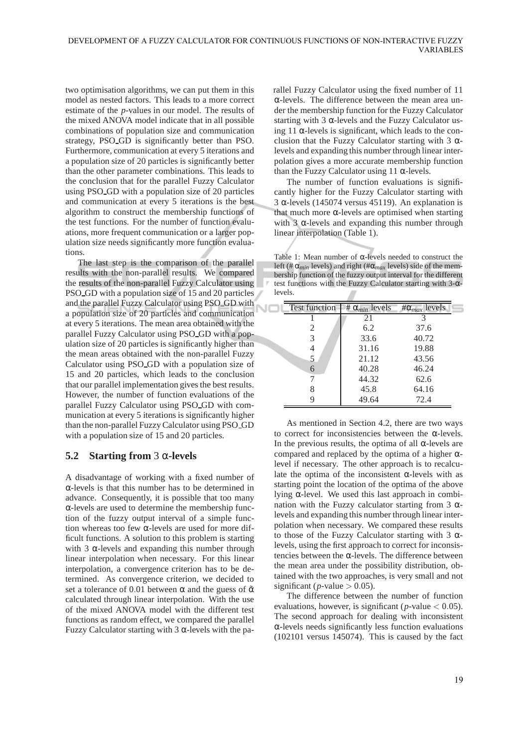two optimisation algorithms, we can put them in this model as nested factors. This leads to a more correct estimate of the *p*-values in our model. The results of the mixed ANOVA model indicate that in all possible combinations of population size and communication strategy, PSO_GD is significantly better than PSO. Furthermore, communication at every 5 iterations and a population size of 20 particles is significantly better than the other parameter combinations. This leads to the conclusion that for the parallel Fuzzy Calculator using PSO_GD with a population size of 20 particles and communication at every 5 iterations is the best algorithm to construct the membership functions of the test functions. For the number of function evaluations, more frequent communication or a larger population size needs significantly more function evaluations.

The last step is the comparison of the parallel results with the non-parallel results. We compared the results of the non-parallel Fuzzy Calculator using PSO_GD with a population size of 15 and 20 particles and the parallel Fuzzy Calculator using PSO_GD with a population size of 20 particles and communication at every 5 iterations. The mean area obtained with the parallel Fuzzy Calculator using PSO_GD with a population size of 20 particles is significantly higher than the mean areas obtained with the non-parallel Fuzzy Calculator using PSO_GD with a population size of 15 and 20 particles, which leads to the conclusion that our parallel implementation gives the best results. However, the number of function evaluations of the parallel Fuzzy Calculator using PSO_GD with communication at every 5 iterations is significantly higher than the non-parallel Fuzzy Calculator using PSO_GD with a population size of 15 and 20 particles.

## 5.2 Starting from 3 $\alpha$-levels

A disadvantage of working with a fixed number of $\alpha$-levels is that this number has to be determined in advance. Consequently, it is possible that too many $\alpha$-levels are used to determine the membership function of the fuzzy output interval of a simple function whereas too few $\alpha$-levels are used for more difficult functions. A solution to this problem is starting with 3 $\alpha$-levels and expanding this number through linear interpolation when necessary. For this linear interpolation, a convergence criterion has to be determined. As convergence criterion, we decided to set a tolerance of 0.01 between $\alpha$ and the guess of $\tilde{\alpha}$ calculated through linear interpolation. With the use of the mixed ANOVA model with the different test functions as random effect, we compared the parallel Fuzzy Calculator starting with 3 $\alpha$-levels with the parallel Fuzzy Calculator using the fixed number of 11 $\alpha$-levels. The difference between the mean area under the membership function for the Fuzzy Calculator starting with 3 $\alpha$-levels and the Fuzzy Calculator using 11 $\alpha$-levels is significant, which leads to the conclusion that the Fuzzy Calculator starting with 3 $\alpha$-levels and expanding this number through linear interpolation gives a more accurate membership function than the Fuzzy Calculator using 11 $\alpha$-levels.

The number of function evaluations is significantly higher for the Fuzzy Calculator starting with 3 $\alpha$-levels (145074 versus 45119). An explanation is that much more $\alpha$-levels are optimised when starting with 3 $\alpha$-levels and expanding this number through linear interpolation (Table 1).

Table 1: Mean number of $\alpha$-levels needed to construct the left (# $\alpha_{min}$ levels) and right (#$\alpha_{max}$ levels) side of the membership function of the fuzzy output interval for the different test functions with the Fuzzy Calculator starting with 3-$\alpha$-levels.

| Test function | # $\alpha_{min}$ levels | #$\alpha_{max}$ levels |
|---|---|---|
| 1 | 21 | 3 |
| 2 | 6.2 | 37.6 |
| 3 | 33.6 | 40.72 |
| 4 | 31.16 | 19.88 |
| 5 | 21.12 | 43.56 |
| 6 | 40.28 | 46.24 |
| 7 | 44.32 | 62.6 |
| 8 | 45.8 | 64.16 |
| 9 | 49.64 | 72.4 |

As mentioned in Section 4.2, there are two ways to correct for inconsistencies between the $\alpha$-levels. In the previous results, the optima of all $\alpha$-levels are compared and replaced by the optima of a higher $\alpha$-level if necessary. The other approach is to recalculate the optima of the inconsistent $\alpha$-levels with as starting point the location of the optima of the above lying $\alpha$-level. We used this last approach in combination with the Fuzzy calculator starting from 3 $\alpha$-levels and expanding this number through linear interpolation when necessary. We compared these results to those of the Fuzzy Calculator starting with 3 $\alpha$-levels, using the first approach to correct for inconsistencies between the $\alpha$-levels. The difference between the mean area under the possibility distribution, obtained with the two approaches, is very small and not significant ($p$-value $> 0.05$).

The difference between the number of function evaluations, however, is significant ($p$-value $< 0.05$). The second approach for dealing with inconsistent $\alpha$-levels needs significantly less function evaluations (102101 versus 145074). This is caused by the fact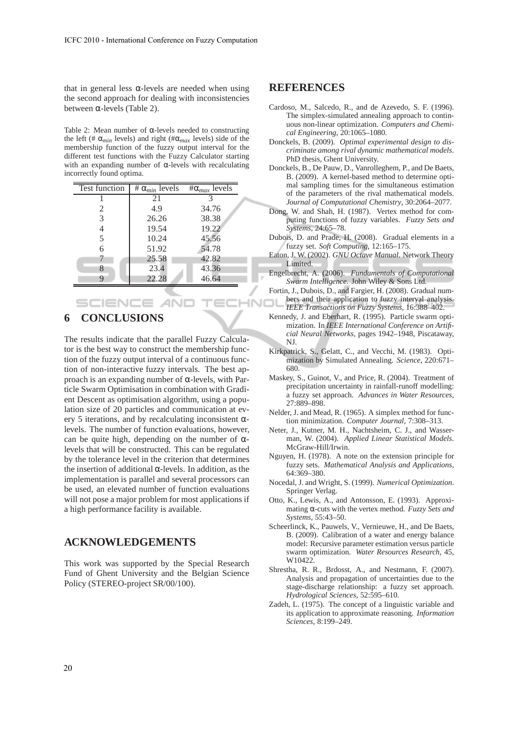that in general less α-levels are needed when using the second approach for dealing with inconsistencies between α-levels (Table 2).

Table 2: Mean number of α-levels needed to constructing the left (# $\alpha_{min}$ levels) and right (#$\alpha_{max}$ levels) side of the membership function of the fuzzy output interval for the different test functions with the Fuzzy Calculator starting with an expanding number of α-levels with recalculating incorrectly found optima.

| Test function | # $\alpha_{min}$ levels | #$\alpha_{max}$ levels |
|---|---|---|
| 1 | 21 | 3 |
| 2 | 4.9 | 34.76 |
| 3 | 26.26 | 38.38 |
| 4 | 19.54 | 19.22 |
| 5 | 10.24 | 45.56 |
| 6 | 51.92 | 54.78 |
| 7 | 25.58 | 42.82 |
| 8 | 23.4 | 43.36 |
| 9 | 22.28 | 46.64 |

## 6 CONCLUSIONS

The results indicate that the parallel Fuzzy Calculator is the best way to construct the membership function of the fuzzy output interval of a continuous function of non-interactive fuzzy intervals. The best approach is an expanding number of α-levels, with Particle Swarm Optimisation in combination with Gradient Descent as optimisation algorithm, using a population size of 20 particles and communication at every 5 iterations, and by recalculating inconsistent α-levels. The number of function evaluations, however, can be quite high, depending on the number of α-levels that will be constructed. This can be regulated by the tolerance level in the criterion that determines the insertion of additional α-levels. In addition, as the implementation is parallel and several processors can be used, an elevated number of function evaluations will not pose a major problem for most applications if a high performance facility is available.

## ACKNOWLEDGEMENTS

This work was supported by the Special Research Fund of Ghent University and the Belgian Science Policy (STEREO-project SR/00/100).

## REFERENCES

Cardoso, M., Salcedo, R., and de Azevedo, S. F. (1996). The simplex-simulated annealing approach to continuous non-linear optimization. *Computers and Chemical Engineering*, 20:1065–1080.

Donckels, B. (2009). *Optimal experimental design to discriminate among rival dynamic mathematical models*. PhD thesis, Ghent University.

Donckels, B., De Pauw, D., Vanrolleghem, P., and De Baets, B. (2009). A kernel-based method to determine optimal sampling times for the simultaneous estimation of the parameters of the rival mathematical models. *Journal of Computational Chemistry*, 30:2064–2077.

Dong, W. and Shah, H. (1987). Vertex method for computing functions of fuzzy variables. *Fuzzy Sets and Systems*, 24:65–78.

Dubois, D. and Prade, H. (2008). Gradual elements in a fuzzy set. *Soft Computing*, 12:165–175.

Eaton, J. W. (2002). *GNU Octave Manual*. Network Theory Limited.

Engelbrecht, A. (2006). *Fundamentals of Computational Swarm Intelligence*. John Wiley & Sons Ltd.

Fortin, J., Dubois, D., and Fargier, H. (2008). Gradual numbers and their application to fuzzy interval analysis. *IEEE Transactions on Fuzzy Systems*, 16:388–402.

Kennedy, J. and Eberhart, R. (1995). Particle swarm optimization. In *IEEE International Conference on Artificial Neural Networks*, pages 1942–1948, Piscataway, NJ.

Kirkpatrick, S., Gelatt, C., and Vecchi, M. (1983). Optimization by Simulated Annealing. *Science*, 220:671–680.

Maskey, S., Guinot, V., and Price, R. (2004). Treatment of precipitation uncertainty in rainfall-runoff modelling: a fuzzy set approach. *Advances in Water Resources*, 27:889–898.

Nelder, J. and Mead, R. (1965). A simplex method for function minimization. *Computer Journal*, 7:308–313.

Neter, J., Kutner, M. H., Nachtsheim, C. J., and Wasserman, W. (2004). *Applied Linear Statistical Models*. McGraw-Hill/Irwin.

Nguyen, H. (1978). A note on the extension principle for fuzzy sets. *Mathematical Analysis and Applications*, 64:369–380.

Nocedal, J. and Wright, S. (1999). *Numerical Optimization*. Springer Verlag.

Otto, K., Lewis, A., and Antonsson, E. (1993). Approximating α-cuts with the vertex method. *Fuzzy Sets and Systems*, 55:43–50.

Scheerlinck, K., Pauwels, V., Vernieuwe, H., and De Baets, B. (2009). Calibration of a water and energy balance model: Recursive parameter estimation versus particle swarm optimization. *Water Resources Research*, 45, W10422.

Shrestha, R. R., Brdosst, A., and Nestmann, F. (2007). Analysis and propagation of uncertainties due to the stage-discharge relationship: a fuzzy set approach. *Hydrological Sciences*, 52:595–610.

Zadeh, L. (1975). The concept of a linguistic variable and its application to approximate reasoning. *Information Sciences*, 8:199–249.